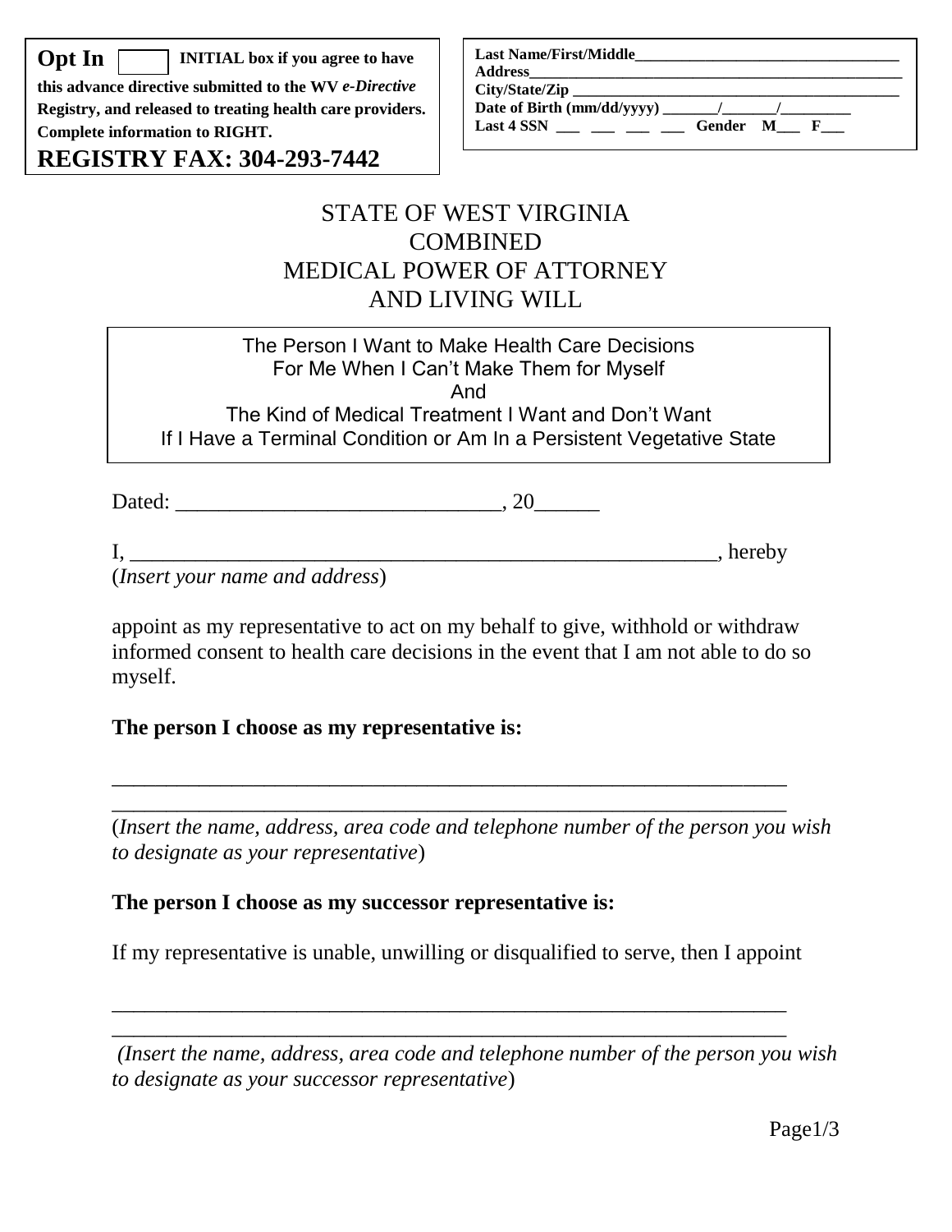**Opt In** [ ] **INITIAL box if you agree to have this advance directive submitted to the WV *e-Directive* Registry, and released to treating health care providers. Complete information to RIGHT.**

**REGISTRY FAX: 304-293-7442**

**Last Name/First/Middle**___________________________________
**Address**_______________________________________________
**City/State/Zip** _____________________________________________
**Date of Birth (mm/dd/yyyy)** _______/_______/_________
**Last 4 SSN** ___ ___ ___ ___ **Gender M**___ **F**___

# STATE OF WEST VIRGINIA COMBINED MEDICAL POWER OF ATTORNEY AND LIVING WILL

The Person I Want to Make Health Care Decisions
For Me When I Can't Make Them for Myself
And
The Kind of Medical Treatment I Want and Don't Want
If I Have a Terminal Condition or Am In a Persistent Vegetative State

Dated: ______________________________, 20______

I, _________________________________________________________, hereby
(*Insert your name and address*)

appoint as my representative to act on my behalf to give, withhold or withdraw informed consent to health care decisions in the event that I am not able to do so myself.

**The person I choose as my representative is:**

_________________________________________________________________
_________________________________________________________________
(*Insert the name, address, area code and telephone number of the person you wish to designate as your representative*)

**The person I choose as my successor representative is:**

If my representative is unable, unwilling or disqualified to serve, then I appoint

_________________________________________________________________
_________________________________________________________________
(*Insert the name, address, area code and telephone number of the person you wish to designate as your successor representative*)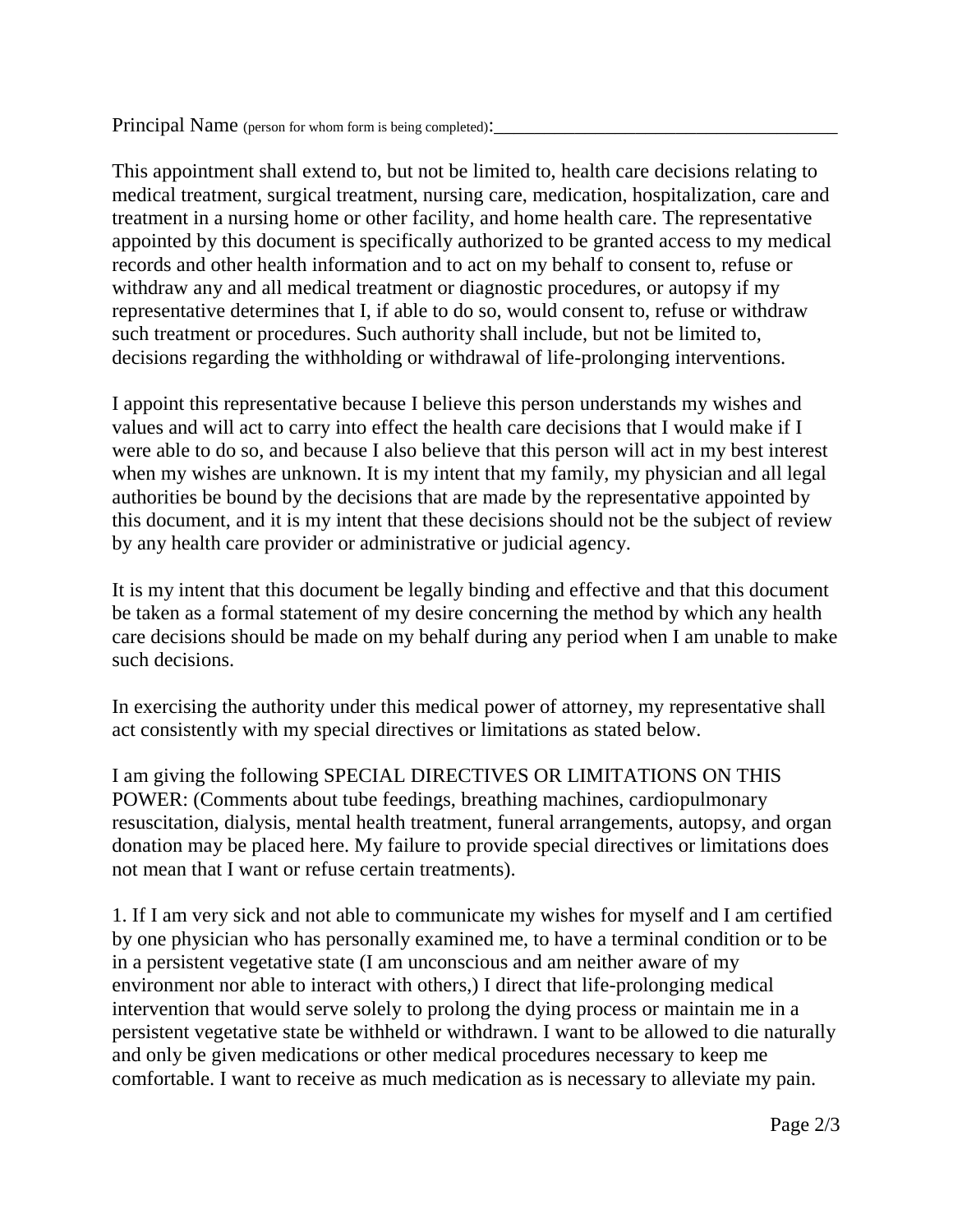Principal Name (person for whom form is being completed):_____________________________________

This appointment shall extend to, but not be limited to, health care decisions relating to medical treatment, surgical treatment, nursing care, medication, hospitalization, care and treatment in a nursing home or other facility, and home health care. The representative appointed by this document is specifically authorized to be granted access to my medical records and other health information and to act on my behalf to consent to, refuse or withdraw any and all medical treatment or diagnostic procedures, or autopsy if my representative determines that I, if able to do so, would consent to, refuse or withdraw such treatment or procedures. Such authority shall include, but not be limited to, decisions regarding the withholding or withdrawal of life-prolonging interventions.

I appoint this representative because I believe this person understands my wishes and values and will act to carry into effect the health care decisions that I would make if I were able to do so, and because I also believe that this person will act in my best interest when my wishes are unknown. It is my intent that my family, my physician and all legal authorities be bound by the decisions that are made by the representative appointed by this document, and it is my intent that these decisions should not be the subject of review by any health care provider or administrative or judicial agency.

It is my intent that this document be legally binding and effective and that this document be taken as a formal statement of my desire concerning the method by which any health care decisions should be made on my behalf during any period when I am unable to make such decisions.

In exercising the authority under this medical power of attorney, my representative shall act consistently with my special directives or limitations as stated below.

I am giving the following SPECIAL DIRECTIVES OR LIMITATIONS ON THIS POWER: (Comments about tube feedings, breathing machines, cardiopulmonary resuscitation, dialysis, mental health treatment, funeral arrangements, autopsy, and organ donation may be placed here. My failure to provide special directives or limitations does not mean that I want or refuse certain treatments).

1. If I am very sick and not able to communicate my wishes for myself and I am certified by one physician who has personally examined me, to have a terminal condition or to be in a persistent vegetative state (I am unconscious and am neither aware of my environment nor able to interact with others,) I direct that life-prolonging medical intervention that would serve solely to prolong the dying process or maintain me in a persistent vegetative state be withheld or withdrawn. I want to be allowed to die naturally and only be given medications or other medical procedures necessary to keep me comfortable. I want to receive as much medication as is necessary to alleviate my pain.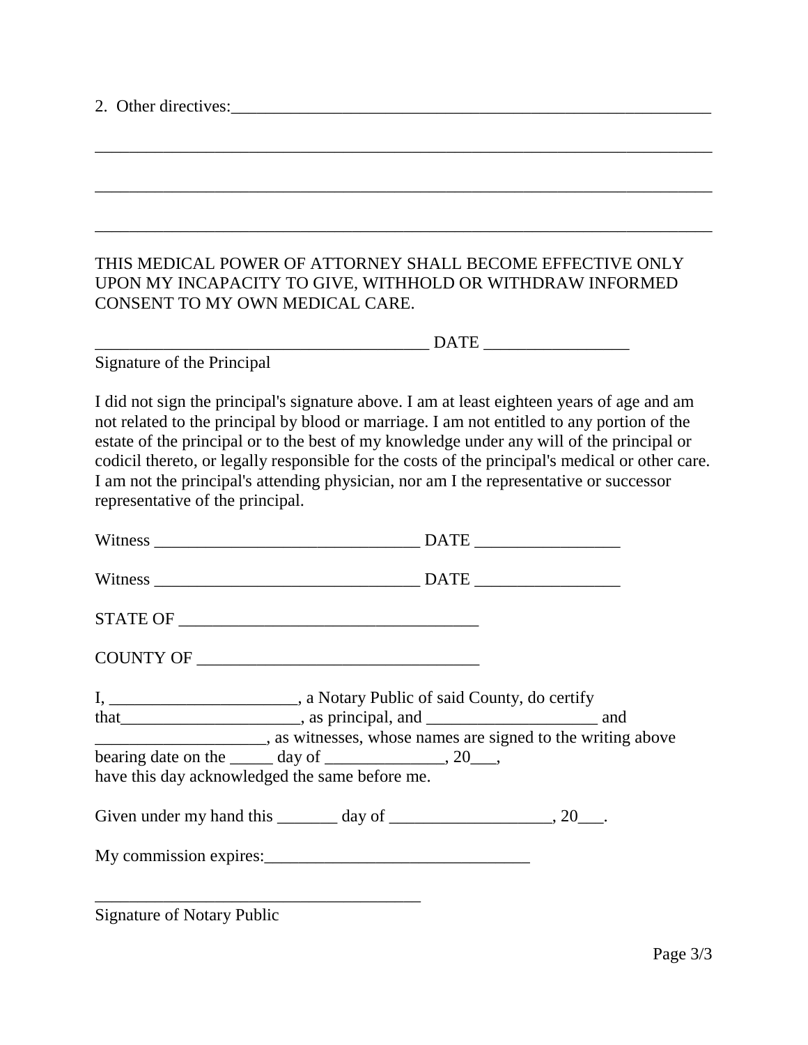2. Other directives:____________________________________________________________

______________________________________________________________________________

______________________________________________________________________________

______________________________________________________________________________

THIS MEDICAL POWER OF ATTORNEY SHALL BECOME EFFECTIVE ONLY UPON MY INCAPACITY TO GIVE, WITHHOLD OR WITHDRAW INFORMED CONSENT TO MY OWN MEDICAL CARE.

________________________________________ DATE _________________
Signature of the Principal

I did not sign the principal's signature above. I am at least eighteen years of age and am not related to the principal by blood or marriage. I am not entitled to any portion of the estate of the principal or to the best of my knowledge under any will of the principal or codicil thereto, or legally responsible for the costs of the principal's medical or other care. I am not the principal's attending physician, nor am I the representative or successor representative of the principal.

Witness ________________________________ DATE _________________

Witness ________________________________ DATE _________________

STATE OF ___________________________________

COUNTY OF _________________________________

I, ______________________, a Notary Public of said County, do certify that_____________________, as principal, and ____________________ and ____________________, as witnesses, whose names are signed to the writing above bearing date on the _____ day of ______________, 20___,
have this day acknowledged the same before me.

Given under my hand this _______ day of ___________________, 20___.

My commission expires:_______________________________

________________________________________
Signature of Notary Public